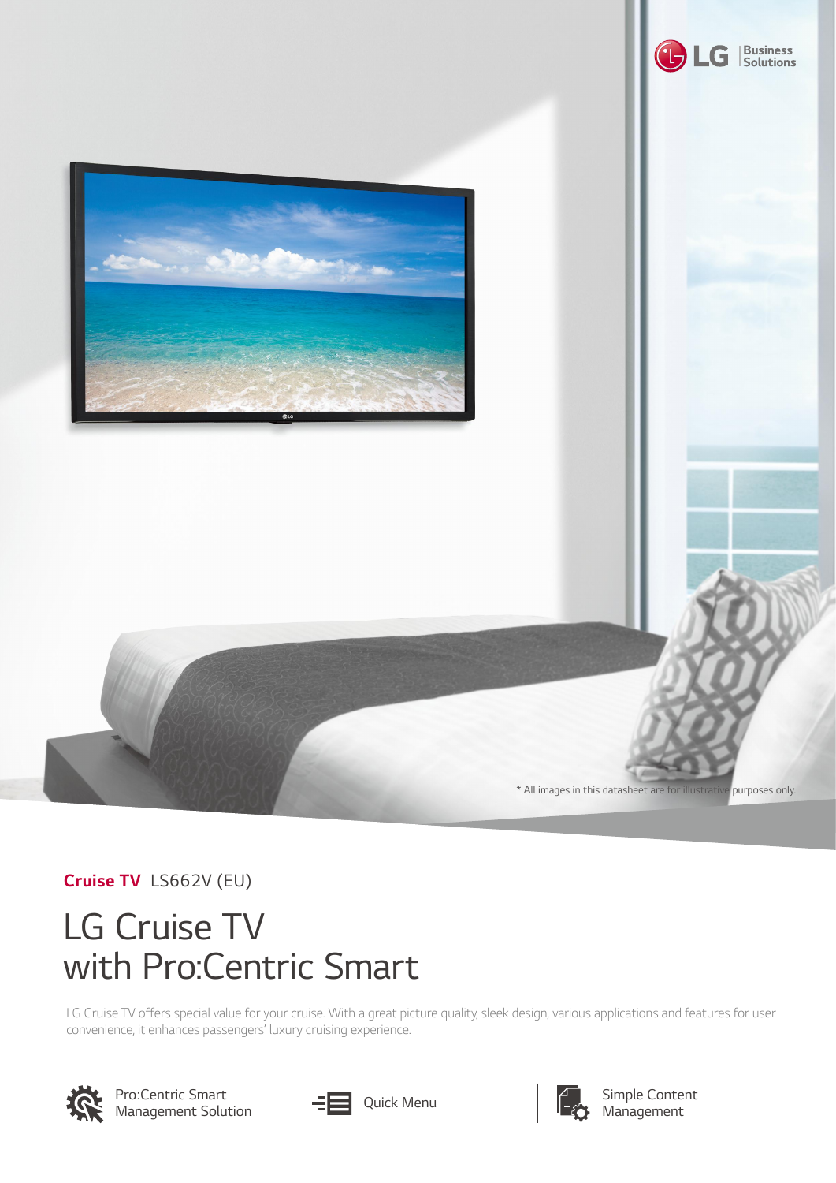LG Business Solutions

\* All images in this datasheet are for illustrative purposes only.

**Cruise TV** LS662V (EU)

# LG Cruise TV with Pro:Centric Smart

LG Cruise TV offers special value for your cruise. With a great picture quality, sleek design, various applications and features for user convenience, it enhances passengers' luxury cruising experience.

- Pro:Centric Smart Management Solution
- Quick Menu
- Simple Content Management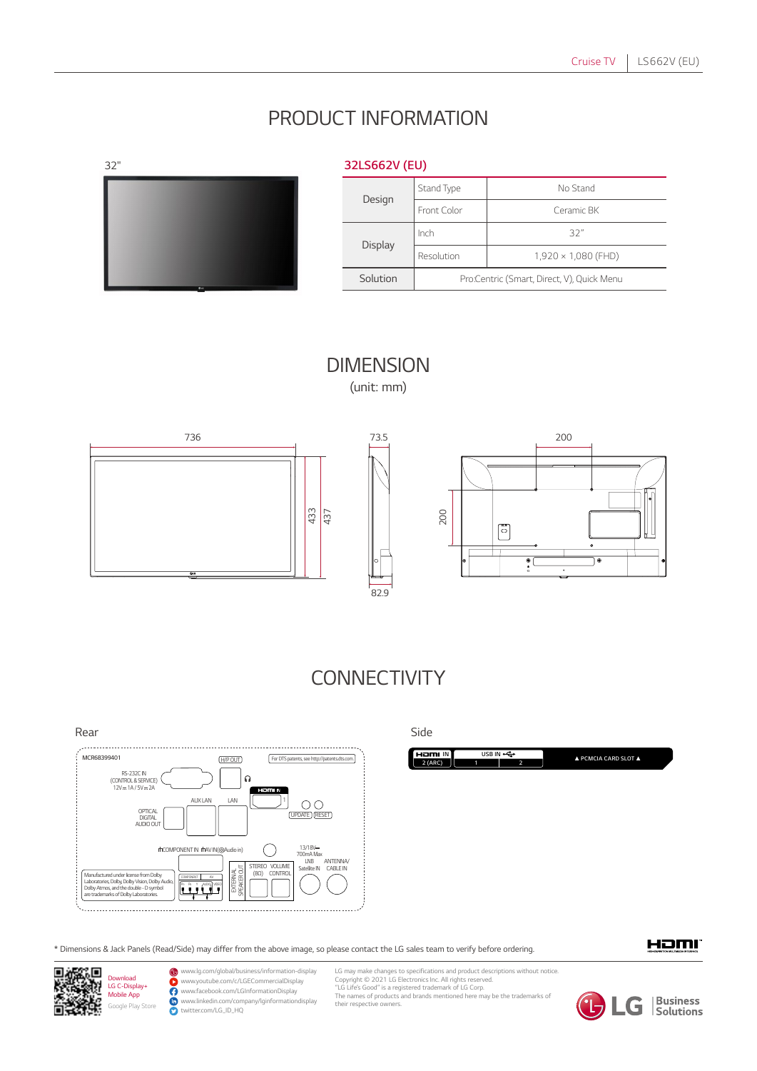# PRODUCT INFORMATION

32"

## 32LS662V (EU)

| | | |
|---|---|---|
| Design | Stand Type | No Stand |
| | Front Color | Ceramic BK |
| Display | Inch | 32" |
| | Resolution | 1,920 × 1,080 (FHD) |
| Solution | Pro:Centric (Smart, Direct, V), Quick Menu | |

# DIMENSION

(unit: mm)

736
433
437
73.5
82.9
200
200

# CONNECTIVITY

Rear

MCR68399401
H/P OUT
For DTS patents, see http://patents.dts.com.
RS-232C IN (CONTROL & SERVICE) 12V ⎓ 1A / 5V ⎓ 2A
HDMI IN 1
AUX LAN
LAN
OPTICAL DIGITAL AUDIO OUT
UPDATE
RESET
COMPONENT IN
AV IN (Audio in)
13/18V ⎓ 700mA Max
LNB Satellite IN
ANTENNA/ CABLE IN
EXTERNAL SPEAKER OUT
STEREO (8Ω)
VOLUME CONTROL
Manufactured under license from Dolby Laboratories. Dolby, Dolby Vision, Dolby Audio, Dolby Atmos, and the double - D symbol are trademarks of Dolby Laboratories.

Side

HDMI IN 2 (ARC)
USB IN 1 2
▲ PCMCIA CARD SLOT ▲

* Dimensions & Jack Panels (Read/Side) may differ from the above image, so please contact the LG sales team to verify before ordering.

Download LG C-Display+ Mobile App
Google Play Store

www.lg.com/global/business/information-display
www.youtube.com/c/LGECommercialDisplay
www.facebook.com/LGInformationDisplay
www.linkedin.com/company/lginformationdisplay
twitter.com/LG_ID_HQ

LG may make changes to specifications and product descriptions without notice.
Copyright © 2021 LG Electronics Inc. All rights reserved.
"LG Life's Good" is a registered trademark of LG Corp.
The names of products and brands mentioned here may be the trademarks of their respective owners.

LG | Business Solutions